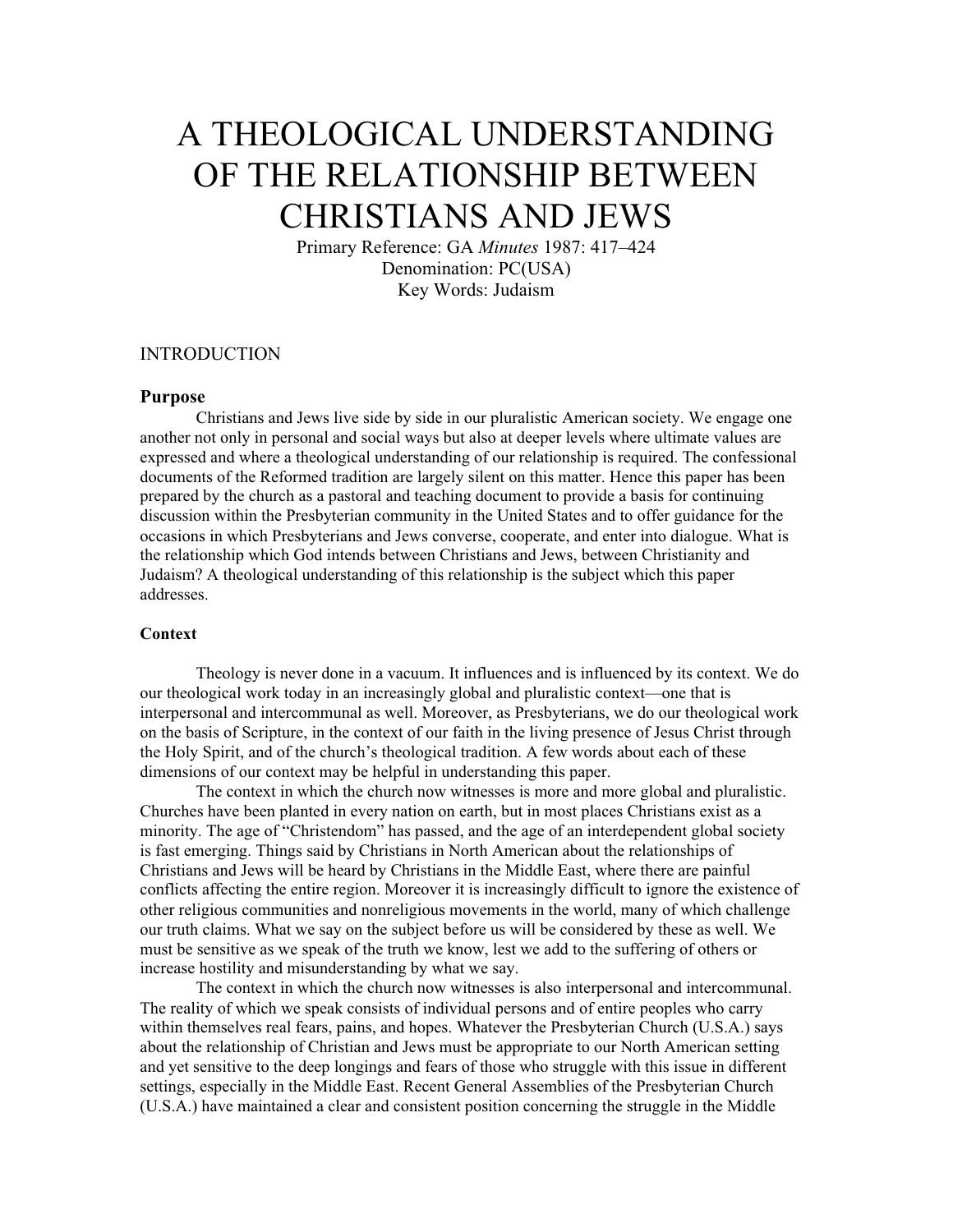# A THEOLOGICAL UNDERSTANDING OF THE RELATIONSHIP BETWEEN CHRISTIANS AND JEWS

Primary Reference: GA *Minutes* 1987: 417–424
Denomination: PC(USA)
Key Words: Judaism

## INTRODUCTION

### Purpose

Christians and Jews live side by side in our pluralistic American society. We engage one another not only in personal and social ways but also at deeper levels where ultimate values are expressed and where a theological understanding of our relationship is required. The confessional documents of the Reformed tradition are largely silent on this matter. Hence this paper has been prepared by the church as a pastoral and teaching document to provide a basis for continuing discussion within the Presbyterian community in the United States and to offer guidance for the occasions in which Presbyterians and Jews converse, cooperate, and enter into dialogue. What is the relationship which God intends between Christians and Jews, between Christianity and Judaism? A theological understanding of this relationship is the subject which this paper addresses.

### Context

Theology is never done in a vacuum. It influences and is influenced by its context. We do our theological work today in an increasingly global and pluralistic context—one that is interpersonal and intercommunal as well. Moreover, as Presbyterians, we do our theological work on the basis of Scripture, in the context of our faith in the living presence of Jesus Christ through the Holy Spirit, and of the church's theological tradition. A few words about each of these dimensions of our context may be helpful in understanding this paper.

The context in which the church now witnesses is more and more global and pluralistic. Churches have been planted in every nation on earth, but in most places Christians exist as a minority. The age of "Christendom" has passed, and the age of an interdependent global society is fast emerging. Things said by Christians in North American about the relationships of Christians and Jews will be heard by Christians in the Middle East, where there are painful conflicts affecting the entire region. Moreover it is increasingly difficult to ignore the existence of other religious communities and nonreligious movements in the world, many of which challenge our truth claims. What we say on the subject before us will be considered by these as well. We must be sensitive as we speak of the truth we know, lest we add to the suffering of others or increase hostility and misunderstanding by what we say.

The context in which the church now witnesses is also interpersonal and intercommunal. The reality of which we speak consists of individual persons and of entire peoples who carry within themselves real fears, pains, and hopes. Whatever the Presbyterian Church (U.S.A.) says about the relationship of Christian and Jews must be appropriate to our North American setting and yet sensitive to the deep longings and fears of those who struggle with this issue in different settings, especially in the Middle East. Recent General Assemblies of the Presbyterian Church (U.S.A.) have maintained a clear and consistent position concerning the struggle in the Middle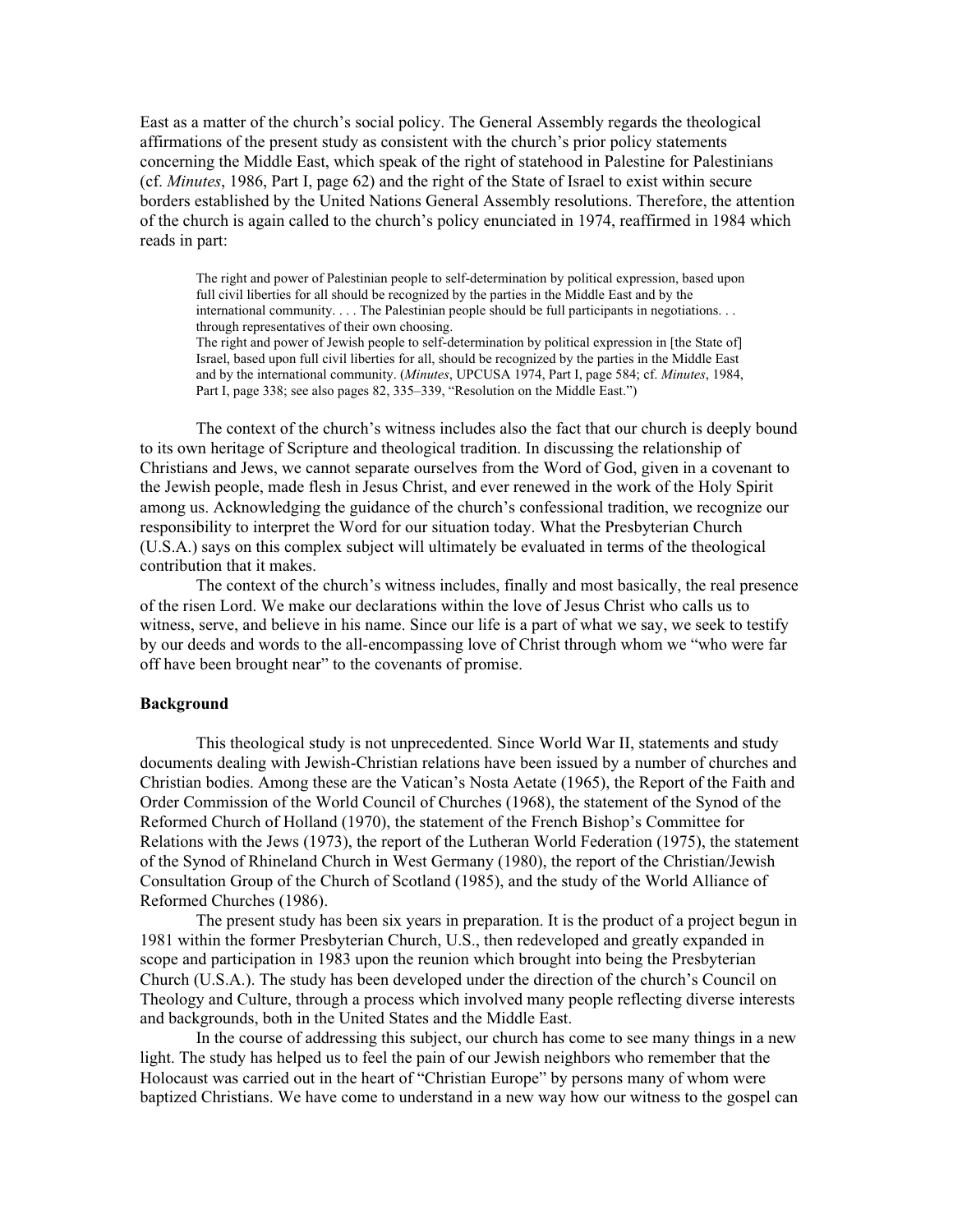East as a matter of the church's social policy. The General Assembly regards the theological affirmations of the present study as consistent with the church's prior policy statements concerning the Middle East, which speak of the right of statehood in Palestine for Palestinians (cf. *Minutes*, 1986, Part I, page 62) and the right of the State of Israel to exist within secure borders established by the United Nations General Assembly resolutions. Therefore, the attention of the church is again called to the church's policy enunciated in 1974, reaffirmed in 1984 which reads in part:

> The right and power of Palestinian people to self-determination by political expression, based upon full civil liberties for all should be recognized by the parties in the Middle East and by the international community. . . . The Palestinian people should be full participants in negotiations. . . through representatives of their own choosing.
> The right and power of Jewish people to self-determination by political expression in [the State of] Israel, based upon full civil liberties for all, should be recognized by the parties in the Middle East and by the international community. (*Minutes*, UPCUSA 1974, Part I, page 584; cf. *Minutes*, 1984, Part I, page 338; see also pages 82, 335–339, "Resolution on the Middle East.")

The context of the church's witness includes also the fact that our church is deeply bound to its own heritage of Scripture and theological tradition. In discussing the relationship of Christians and Jews, we cannot separate ourselves from the Word of God, given in a covenant to the Jewish people, made flesh in Jesus Christ, and ever renewed in the work of the Holy Spirit among us. Acknowledging the guidance of the church's confessional tradition, we recognize our responsibility to interpret the Word for our situation today. What the Presbyterian Church (U.S.A.) says on this complex subject will ultimately be evaluated in terms of the theological contribution that it makes.

The context of the church's witness includes, finally and most basically, the real presence of the risen Lord. We make our declarations within the love of Jesus Christ who calls us to witness, serve, and believe in his name. Since our life is a part of what we say, we seek to testify by our deeds and words to the all-encompassing love of Christ through whom we "who were far off have been brought near" to the covenants of promise.

**Background**

This theological study is not unprecedented. Since World War II, statements and study documents dealing with Jewish-Christian relations have been issued by a number of churches and Christian bodies. Among these are the Vatican's Nosta Aetate (1965), the Report of the Faith and Order Commission of the World Council of Churches (1968), the statement of the Synod of the Reformed Church of Holland (1970), the statement of the French Bishop's Committee for Relations with the Jews (1973), the report of the Lutheran World Federation (1975), the statement of the Synod of Rhineland Church in West Germany (1980), the report of the Christian/Jewish Consultation Group of the Church of Scotland (1985), and the study of the World Alliance of Reformed Churches (1986).

The present study has been six years in preparation. It is the product of a project begun in 1981 within the former Presbyterian Church, U.S., then redeveloped and greatly expanded in scope and participation in 1983 upon the reunion which brought into being the Presbyterian Church (U.S.A.). The study has been developed under the direction of the church's Council on Theology and Culture, through a process which involved many people reflecting diverse interests and backgrounds, both in the United States and the Middle East.

In the course of addressing this subject, our church has come to see many things in a new light. The study has helped us to feel the pain of our Jewish neighbors who remember that the Holocaust was carried out in the heart of "Christian Europe" by persons many of whom were baptized Christians. We have come to understand in a new way how our witness to the gospel can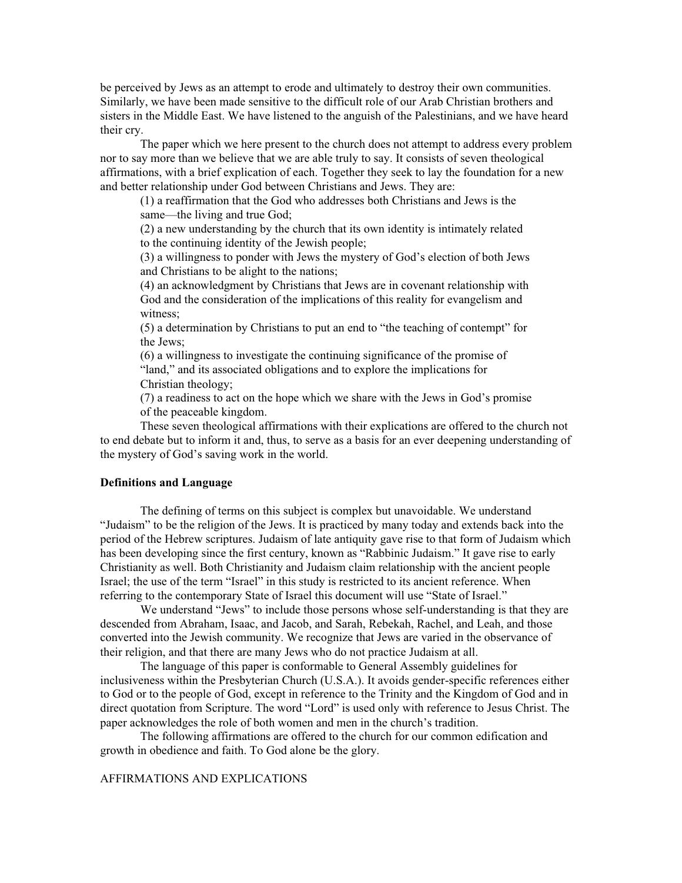be perceived by Jews as an attempt to erode and ultimately to destroy their own communities. Similarly, we have been made sensitive to the difficult role of our Arab Christian brothers and sisters in the Middle East. We have listened to the anguish of the Palestinians, and we have heard their cry.

The paper which we here present to the church does not attempt to address every problem nor to say more than we believe that we are able truly to say. It consists of seven theological affirmations, with a brief explication of each. Together they seek to lay the foundation for a new and better relationship under God between Christians and Jews. They are:

(1) a reaffirmation that the God who addresses both Christians and Jews is the same—the living and true God;

(2) a new understanding by the church that its own identity is intimately related to the continuing identity of the Jewish people;

(3) a willingness to ponder with Jews the mystery of God's election of both Jews and Christians to be alight to the nations;

(4) an acknowledgment by Christians that Jews are in covenant relationship with God and the consideration of the implications of this reality for evangelism and witness;

(5) a determination by Christians to put an end to "the teaching of contempt" for the Jews;

(6) a willingness to investigate the continuing significance of the promise of "land," and its associated obligations and to explore the implications for Christian theology;

(7) a readiness to act on the hope which we share with the Jews in God's promise of the peaceable kingdom.

These seven theological affirmations with their explications are offered to the church not to end debate but to inform it and, thus, to serve as a basis for an ever deepening understanding of the mystery of God's saving work in the world.

**Definitions and Language**

The defining of terms on this subject is complex but unavoidable. We understand "Judaism" to be the religion of the Jews. It is practiced by many today and extends back into the period of the Hebrew scriptures. Judaism of late antiquity gave rise to that form of Judaism which has been developing since the first century, known as "Rabbinic Judaism." It gave rise to early Christianity as well. Both Christianity and Judaism claim relationship with the ancient people Israel; the use of the term "Israel" in this study is restricted to its ancient reference. When referring to the contemporary State of Israel this document will use "State of Israel."

We understand "Jews" to include those persons whose self-understanding is that they are descended from Abraham, Isaac, and Jacob, and Sarah, Rebekah, Rachel, and Leah, and those converted into the Jewish community. We recognize that Jews are varied in the observance of their religion, and that there are many Jews who do not practice Judaism at all.

The language of this paper is conformable to General Assembly guidelines for inclusiveness within the Presbyterian Church (U.S.A.). It avoids gender-specific references either to God or to the people of God, except in reference to the Trinity and the Kingdom of God and in direct quotation from Scripture. The word "Lord" is used only with reference to Jesus Christ. The paper acknowledges the role of both women and men in the church's tradition.

The following affirmations are offered to the church for our common edification and growth in obedience and faith. To God alone be the glory.

AFFIRMATIONS AND EXPLICATIONS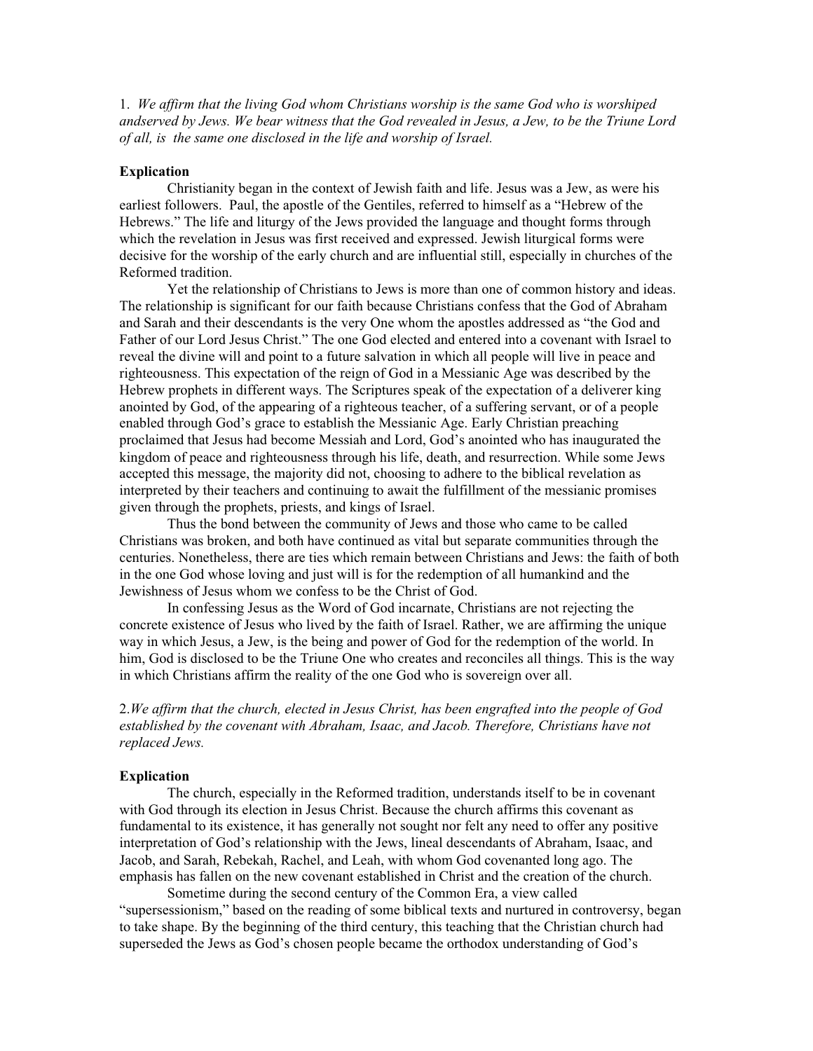1. *We affirm that the living God whom Christians worship is the same God who is worshiped andserved by Jews. We bear witness that the God revealed in Jesus, a Jew, to be the Triune Lord of all, is the same one disclosed in the life and worship of Israel.*

**Explication**

Christianity began in the context of Jewish faith and life. Jesus was a Jew, as were his earliest followers. Paul, the apostle of the Gentiles, referred to himself as a "Hebrew of the Hebrews." The life and liturgy of the Jews provided the language and thought forms through which the revelation in Jesus was first received and expressed. Jewish liturgical forms were decisive for the worship of the early church and are influential still, especially in churches of the Reformed tradition.

Yet the relationship of Christians to Jews is more than one of common history and ideas. The relationship is significant for our faith because Christians confess that the God of Abraham and Sarah and their descendants is the very One whom the apostles addressed as "the God and Father of our Lord Jesus Christ." The one God elected and entered into a covenant with Israel to reveal the divine will and point to a future salvation in which all people will live in peace and righteousness. This expectation of the reign of God in a Messianic Age was described by the Hebrew prophets in different ways. The Scriptures speak of the expectation of a deliverer king anointed by God, of the appearing of a righteous teacher, of a suffering servant, or of a people enabled through God's grace to establish the Messianic Age. Early Christian preaching proclaimed that Jesus had become Messiah and Lord, God's anointed who has inaugurated the kingdom of peace and righteousness through his life, death, and resurrection. While some Jews accepted this message, the majority did not, choosing to adhere to the biblical revelation as interpreted by their teachers and continuing to await the fulfillment of the messianic promises given through the prophets, priests, and kings of Israel.

Thus the bond between the community of Jews and those who came to be called Christians was broken, and both have continued as vital but separate communities through the centuries. Nonetheless, there are ties which remain between Christians and Jews: the faith of both in the one God whose loving and just will is for the redemption of all humankind and the Jewishness of Jesus whom we confess to be the Christ of God.

In confessing Jesus as the Word of God incarnate, Christians are not rejecting the concrete existence of Jesus who lived by the faith of Israel. Rather, we are affirming the unique way in which Jesus, a Jew, is the being and power of God for the redemption of the world. In him, God is disclosed to be the Triune One who creates and reconciles all things. This is the way in which Christians affirm the reality of the one God who is sovereign over all.

2.*We affirm that the church, elected in Jesus Christ, has been engrafted into the people of God established by the covenant with Abraham, Isaac, and Jacob. Therefore, Christians have not replaced Jews.*

**Explication**

The church, especially in the Reformed tradition, understands itself to be in covenant with God through its election in Jesus Christ. Because the church affirms this covenant as fundamental to its existence, it has generally not sought nor felt any need to offer any positive interpretation of God's relationship with the Jews, lineal descendants of Abraham, Isaac, and Jacob, and Sarah, Rebekah, Rachel, and Leah, with whom God covenanted long ago. The emphasis has fallen on the new covenant established in Christ and the creation of the church.

Sometime during the second century of the Common Era, a view called "supersessionism," based on the reading of some biblical texts and nurtured in controversy, began to take shape. By the beginning of the third century, this teaching that the Christian church had superseded the Jews as God's chosen people became the orthodox understanding of God's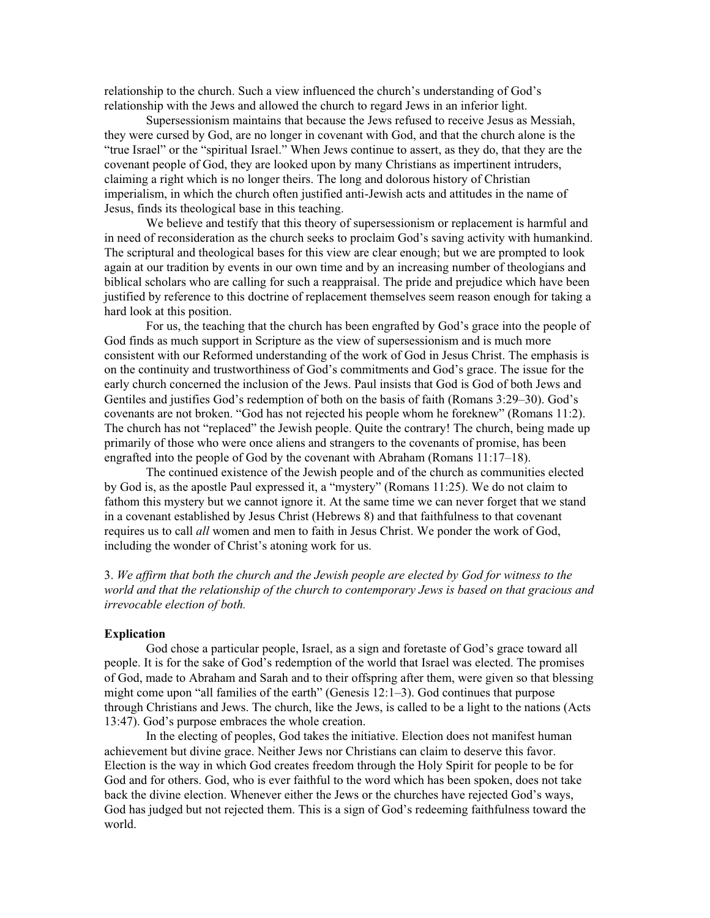relationship to the church. Such a view influenced the church's understanding of God's relationship with the Jews and allowed the church to regard Jews in an inferior light.

Supersessionism maintains that because the Jews refused to receive Jesus as Messiah, they were cursed by God, are no longer in covenant with God, and that the church alone is the "true Israel" or the "spiritual Israel." When Jews continue to assert, as they do, that they are the covenant people of God, they are looked upon by many Christians as impertinent intruders, claiming a right which is no longer theirs. The long and dolorous history of Christian imperialism, in which the church often justified anti-Jewish acts and attitudes in the name of Jesus, finds its theological base in this teaching.

We believe and testify that this theory of supersessionism or replacement is harmful and in need of reconsideration as the church seeks to proclaim God's saving activity with humankind. The scriptural and theological bases for this view are clear enough; but we are prompted to look again at our tradition by events in our own time and by an increasing number of theologians and biblical scholars who are calling for such a reappraisal. The pride and prejudice which have been justified by reference to this doctrine of replacement themselves seem reason enough for taking a hard look at this position.

For us, the teaching that the church has been engrafted by God's grace into the people of God finds as much support in Scripture as the view of supersessionism and is much more consistent with our Reformed understanding of the work of God in Jesus Christ. The emphasis is on the continuity and trustworthiness of God's commitments and God's grace. The issue for the early church concerned the inclusion of the Jews. Paul insists that God is God of both Jews and Gentiles and justifies God's redemption of both on the basis of faith (Romans 3:29–30). God's covenants are not broken. "God has not rejected his people whom he foreknew" (Romans 11:2). The church has not "replaced" the Jewish people. Quite the contrary! The church, being made up primarily of those who were once aliens and strangers to the covenants of promise, has been engrafted into the people of God by the covenant with Abraham (Romans 11:17–18).

The continued existence of the Jewish people and of the church as communities elected by God is, as the apostle Paul expressed it, a "mystery" (Romans 11:25). We do not claim to fathom this mystery but we cannot ignore it. At the same time we can never forget that we stand in a covenant established by Jesus Christ (Hebrews 8) and that faithfulness to that covenant requires us to call *all* women and men to faith in Jesus Christ. We ponder the work of God, including the wonder of Christ's atoning work for us.

3. *We affirm that both the church and the Jewish people are elected by God for witness to the world and that the relationship of the church to contemporary Jews is based on that gracious and irrevocable election of both.*

**Explication**

God chose a particular people, Israel, as a sign and foretaste of God's grace toward all people. It is for the sake of God's redemption of the world that Israel was elected. The promises of God, made to Abraham and Sarah and to their offspring after them, were given so that blessing might come upon "all families of the earth" (Genesis 12:1–3). God continues that purpose through Christians and Jews. The church, like the Jews, is called to be a light to the nations (Acts 13:47). God's purpose embraces the whole creation.

In the electing of peoples, God takes the initiative. Election does not manifest human achievement but divine grace. Neither Jews nor Christians can claim to deserve this favor. Election is the way in which God creates freedom through the Holy Spirit for people to be for God and for others. God, who is ever faithful to the word which has been spoken, does not take back the divine election. Whenever either the Jews or the churches have rejected God's ways, God has judged but not rejected them. This is a sign of God's redeeming faithfulness toward the world.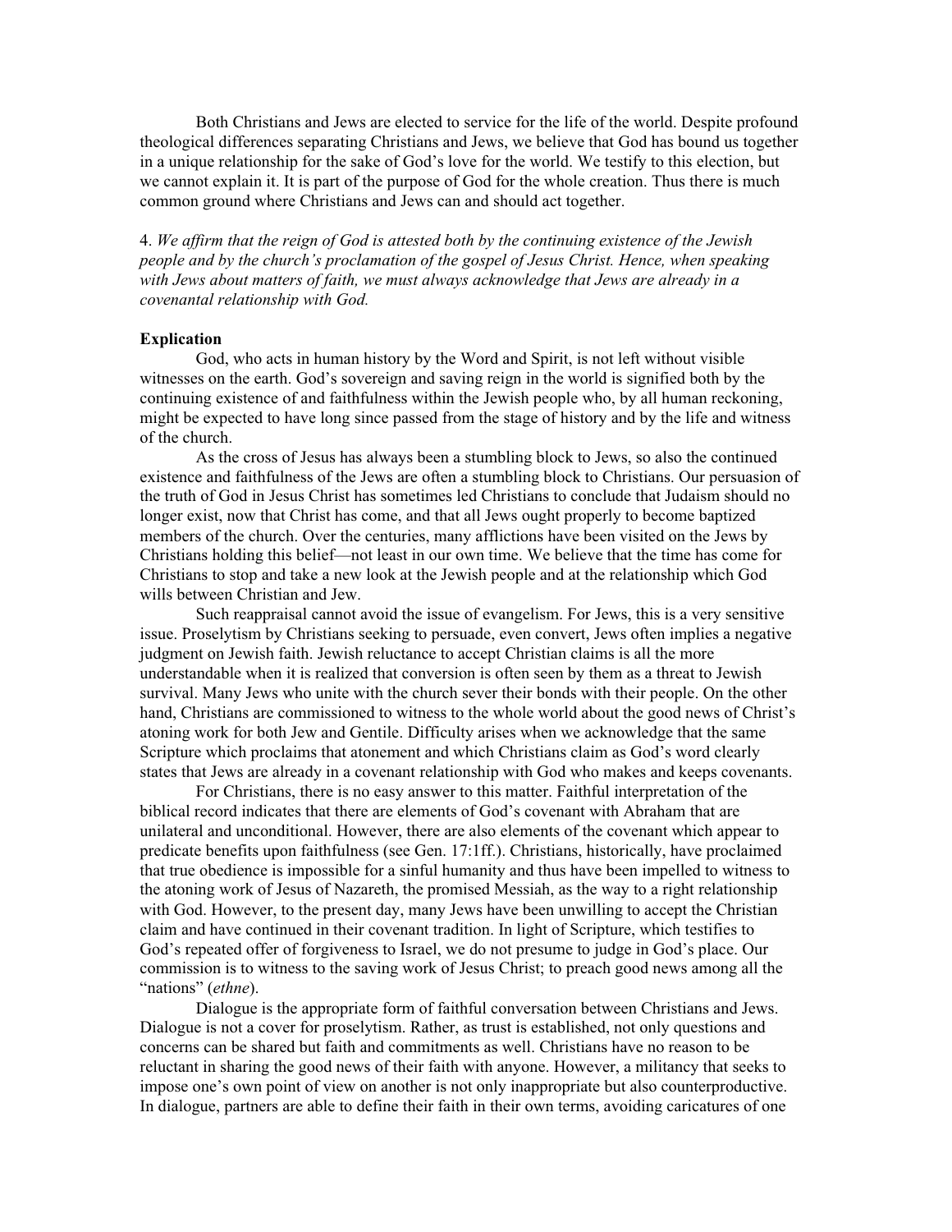Both Christians and Jews are elected to service for the life of the world. Despite profound theological differences separating Christians and Jews, we believe that God has bound us together in a unique relationship for the sake of God's love for the world. We testify to this election, but we cannot explain it. It is part of the purpose of God for the whole creation. Thus there is much common ground where Christians and Jews can and should act together.

4. *We affirm that the reign of God is attested both by the continuing existence of the Jewish people and by the church's proclamation of the gospel of Jesus Christ. Hence, when speaking with Jews about matters of faith, we must always acknowledge that Jews are already in a covenantal relationship with God.*

**Explication**

God, who acts in human history by the Word and Spirit, is not left without visible witnesses on the earth. God's sovereign and saving reign in the world is signified both by the continuing existence of and faithfulness within the Jewish people who, by all human reckoning, might be expected to have long since passed from the stage of history and by the life and witness of the church.

As the cross of Jesus has always been a stumbling block to Jews, so also the continued existence and faithfulness of the Jews are often a stumbling block to Christians. Our persuasion of the truth of God in Jesus Christ has sometimes led Christians to conclude that Judaism should no longer exist, now that Christ has come, and that all Jews ought properly to become baptized members of the church. Over the centuries, many afflictions have been visited on the Jews by Christians holding this belief—not least in our own time. We believe that the time has come for Christians to stop and take a new look at the Jewish people and at the relationship which God wills between Christian and Jew.

Such reappraisal cannot avoid the issue of evangelism. For Jews, this is a very sensitive issue. Proselytism by Christians seeking to persuade, even convert, Jews often implies a negative judgment on Jewish faith. Jewish reluctance to accept Christian claims is all the more understandable when it is realized that conversion is often seen by them as a threat to Jewish survival. Many Jews who unite with the church sever their bonds with their people. On the other hand, Christians are commissioned to witness to the whole world about the good news of Christ's atoning work for both Jew and Gentile. Difficulty arises when we acknowledge that the same Scripture which proclaims that atonement and which Christians claim as God's word clearly states that Jews are already in a covenant relationship with God who makes and keeps covenants.

For Christians, there is no easy answer to this matter. Faithful interpretation of the biblical record indicates that there are elements of God's covenant with Abraham that are unilateral and unconditional. However, there are also elements of the covenant which appear to predicate benefits upon faithfulness (see Gen. 17:1ff.). Christians, historically, have proclaimed that true obedience is impossible for a sinful humanity and thus have been impelled to witness to the atoning work of Jesus of Nazareth, the promised Messiah, as the way to a right relationship with God. However, to the present day, many Jews have been unwilling to accept the Christian claim and have continued in their covenant tradition. In light of Scripture, which testifies to God's repeated offer of forgiveness to Israel, we do not presume to judge in God's place. Our commission is to witness to the saving work of Jesus Christ; to preach good news among all the "nations" (*ethne*).

Dialogue is the appropriate form of faithful conversation between Christians and Jews. Dialogue is not a cover for proselytism. Rather, as trust is established, not only questions and concerns can be shared but faith and commitments as well. Christians have no reason to be reluctant in sharing the good news of their faith with anyone. However, a militancy that seeks to impose one's own point of view on another is not only inappropriate but also counterproductive. In dialogue, partners are able to define their faith in their own terms, avoiding caricatures of one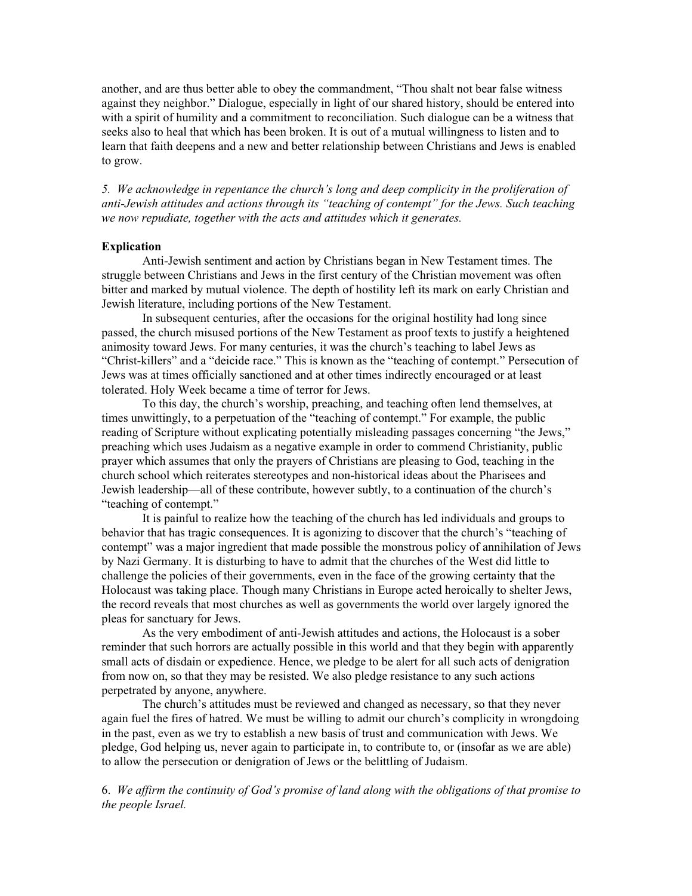another, and are thus better able to obey the commandment, "Thou shalt not bear false witness against they neighbor." Dialogue, especially in light of our shared history, should be entered into with a spirit of humility and a commitment to reconciliation. Such dialogue can be a witness that seeks also to heal that which has been broken. It is out of a mutual willingness to listen and to learn that faith deepens and a new and better relationship between Christians and Jews is enabled to grow.

*5. We acknowledge in repentance the church's long and deep complicity in the proliferation of anti-Jewish attitudes and actions through its "teaching of contempt" for the Jews. Such teaching we now repudiate, together with the acts and attitudes which it generates.*

**Explication**

Anti-Jewish sentiment and action by Christians began in New Testament times. The struggle between Christians and Jews in the first century of the Christian movement was often bitter and marked by mutual violence. The depth of hostility left its mark on early Christian and Jewish literature, including portions of the New Testament.

In subsequent centuries, after the occasions for the original hostility had long since passed, the church misused portions of the New Testament as proof texts to justify a heightened animosity toward Jews. For many centuries, it was the church's teaching to label Jews as "Christ-killers" and a "deicide race." This is known as the "teaching of contempt." Persecution of Jews was at times officially sanctioned and at other times indirectly encouraged or at least tolerated. Holy Week became a time of terror for Jews.

To this day, the church's worship, preaching, and teaching often lend themselves, at times unwittingly, to a perpetuation of the "teaching of contempt." For example, the public reading of Scripture without explicating potentially misleading passages concerning "the Jews," preaching which uses Judaism as a negative example in order to commend Christianity, public prayer which assumes that only the prayers of Christians are pleasing to God, teaching in the church school which reiterates stereotypes and non-historical ideas about the Pharisees and Jewish leadership—all of these contribute, however subtly, to a continuation of the church's "teaching of contempt."

It is painful to realize how the teaching of the church has led individuals and groups to behavior that has tragic consequences. It is agonizing to discover that the church's "teaching of contempt" was a major ingredient that made possible the monstrous policy of annihilation of Jews by Nazi Germany. It is disturbing to have to admit that the churches of the West did little to challenge the policies of their governments, even in the face of the growing certainty that the Holocaust was taking place. Though many Christians in Europe acted heroically to shelter Jews, the record reveals that most churches as well as governments the world over largely ignored the pleas for sanctuary for Jews.

As the very embodiment of anti-Jewish attitudes and actions, the Holocaust is a sober reminder that such horrors are actually possible in this world and that they begin with apparently small acts of disdain or expedience. Hence, we pledge to be alert for all such acts of denigration from now on, so that they may be resisted. We also pledge resistance to any such actions perpetrated by anyone, anywhere.

The church's attitudes must be reviewed and changed as necessary, so that they never again fuel the fires of hatred. We must be willing to admit our church's complicity in wrongdoing in the past, even as we try to establish a new basis of trust and communication with Jews. We pledge, God helping us, never again to participate in, to contribute to, or (insofar as we are able) to allow the persecution or denigration of Jews or the belittling of Judaism.

6. *We affirm the continuity of God's promise of land along with the obligations of that promise to the people Israel.*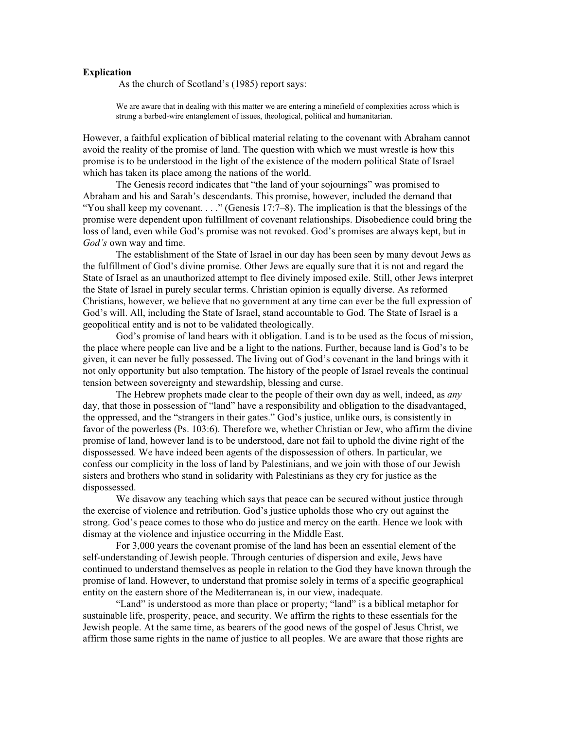**Explication**

As the church of Scotland's (1985) report says:

> We are aware that in dealing with this matter we are entering a minefield of complexities across which is strung a barbed-wire entanglement of issues, theological, political and humanitarian.

However, a faithful explication of biblical material relating to the covenant with Abraham cannot avoid the reality of the promise of land. The question with which we must wrestle is how this promise is to be understood in the light of the existence of the modern political State of Israel which has taken its place among the nations of the world.

The Genesis record indicates that "the land of your sojournings" was promised to Abraham and his and Sarah's descendants. This promise, however, included the demand that "You shall keep my covenant. . . ." (Genesis 17:7–8). The implication is that the blessings of the promise were dependent upon fulfillment of covenant relationships. Disobedience could bring the loss of land, even while God's promise was not revoked. God's promises are always kept, but in *God's* own way and time.

The establishment of the State of Israel in our day has been seen by many devout Jews as the fulfillment of God's divine promise. Other Jews are equally sure that it is not and regard the State of Israel as an unauthorized attempt to flee divinely imposed exile. Still, other Jews interpret the State of Israel in purely secular terms. Christian opinion is equally diverse. As reformed Christians, however, we believe that no government at any time can ever be the full expression of God's will. All, including the State of Israel, stand accountable to God. The State of Israel is a geopolitical entity and is not to be validated theologically.

God's promise of land bears with it obligation. Land is to be used as the focus of mission, the place where people can live and be a light to the nations. Further, because land is God's to be given, it can never be fully possessed. The living out of God's covenant in the land brings with it not only opportunity but also temptation. The history of the people of Israel reveals the continual tension between sovereignty and stewardship, blessing and curse.

The Hebrew prophets made clear to the people of their own day as well, indeed, as *any* day, that those in possession of "land" have a responsibility and obligation to the disadvantaged, the oppressed, and the "strangers in their gates." God's justice, unlike ours, is consistently in favor of the powerless (Ps. 103:6). Therefore we, whether Christian or Jew, who affirm the divine promise of land, however land is to be understood, dare not fail to uphold the divine right of the dispossessed. We have indeed been agents of the dispossession of others. In particular, we confess our complicity in the loss of land by Palestinians, and we join with those of our Jewish sisters and brothers who stand in solidarity with Palestinians as they cry for justice as the dispossessed.

We disavow any teaching which says that peace can be secured without justice through the exercise of violence and retribution. God's justice upholds those who cry out against the strong. God's peace comes to those who do justice and mercy on the earth. Hence we look with dismay at the violence and injustice occurring in the Middle East.

For 3,000 years the covenant promise of the land has been an essential element of the self-understanding of Jewish people. Through centuries of dispersion and exile, Jews have continued to understand themselves as people in relation to the God they have known through the promise of land. However, to understand that promise solely in terms of a specific geographical entity on the eastern shore of the Mediterranean is, in our view, inadequate.

"Land" is understood as more than place or property; "land" is a biblical metaphor for sustainable life, prosperity, peace, and security. We affirm the rights to these essentials for the Jewish people. At the same time, as bearers of the good news of the gospel of Jesus Christ, we affirm those same rights in the name of justice to all peoples. We are aware that those rights are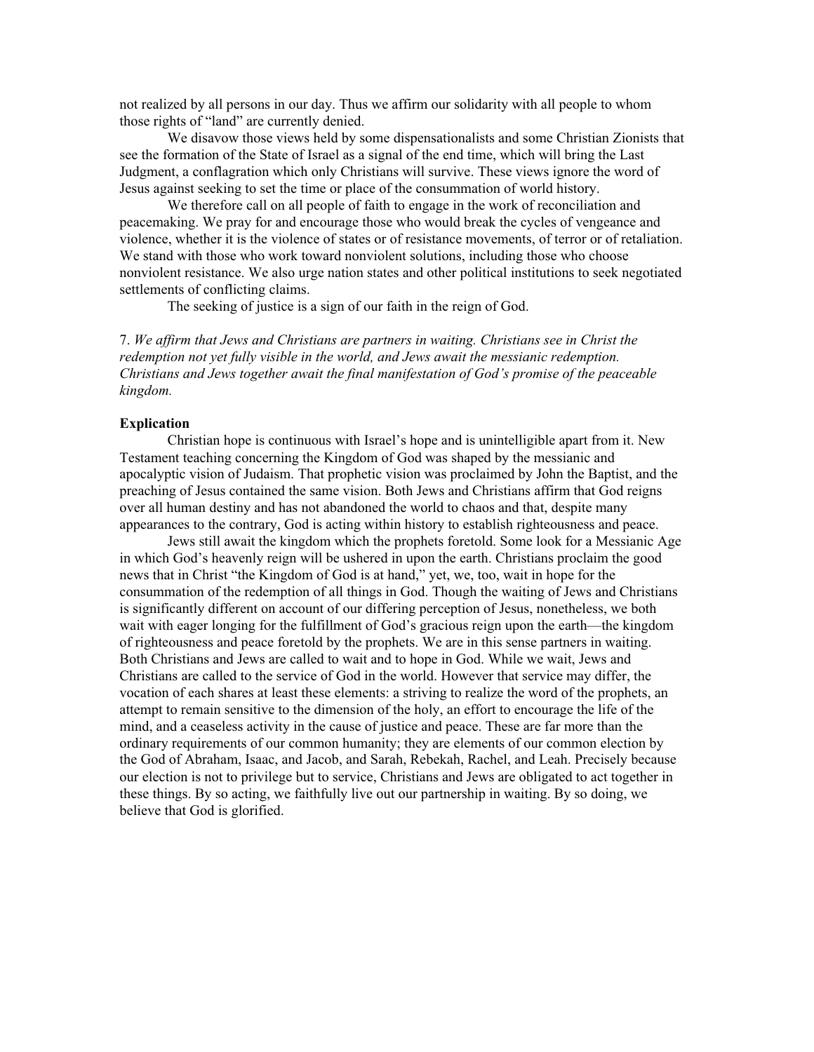not realized by all persons in our day. Thus we affirm our solidarity with all people to whom those rights of "land" are currently denied.

We disavow those views held by some dispensationalists and some Christian Zionists that see the formation of the State of Israel as a signal of the end time, which will bring the Last Judgment, a conflagration which only Christians will survive. These views ignore the word of Jesus against seeking to set the time or place of the consummation of world history.

We therefore call on all people of faith to engage in the work of reconciliation and peacemaking. We pray for and encourage those who would break the cycles of vengeance and violence, whether it is the violence of states or of resistance movements, of terror or of retaliation. We stand with those who work toward nonviolent solutions, including those who choose nonviolent resistance. We also urge nation states and other political institutions to seek negotiated settlements of conflicting claims.

The seeking of justice is a sign of our faith in the reign of God.

7. *We affirm that Jews and Christians are partners in waiting. Christians see in Christ the redemption not yet fully visible in the world, and Jews await the messianic redemption. Christians and Jews together await the final manifestation of God's promise of the peaceable kingdom.*

**Explication**

Christian hope is continuous with Israel's hope and is unintelligible apart from it. New Testament teaching concerning the Kingdom of God was shaped by the messianic and apocalyptic vision of Judaism. That prophetic vision was proclaimed by John the Baptist, and the preaching of Jesus contained the same vision. Both Jews and Christians affirm that God reigns over all human destiny and has not abandoned the world to chaos and that, despite many appearances to the contrary, God is acting within history to establish righteousness and peace.

Jews still await the kingdom which the prophets foretold. Some look for a Messianic Age in which God's heavenly reign will be ushered in upon the earth. Christians proclaim the good news that in Christ "the Kingdom of God is at hand," yet, we, too, wait in hope for the consummation of the redemption of all things in God. Though the waiting of Jews and Christians is significantly different on account of our differing perception of Jesus, nonetheless, we both wait with eager longing for the fulfillment of God's gracious reign upon the earth—the kingdom of righteousness and peace foretold by the prophets. We are in this sense partners in waiting. Both Christians and Jews are called to wait and to hope in God. While we wait, Jews and Christians are called to the service of God in the world. However that service may differ, the vocation of each shares at least these elements: a striving to realize the word of the prophets, an attempt to remain sensitive to the dimension of the holy, an effort to encourage the life of the mind, and a ceaseless activity in the cause of justice and peace. These are far more than the ordinary requirements of our common humanity; they are elements of our common election by the God of Abraham, Isaac, and Jacob, and Sarah, Rebekah, Rachel, and Leah. Precisely because our election is not to privilege but to service, Christians and Jews are obligated to act together in these things. By so acting, we faithfully live out our partnership in waiting. By so doing, we believe that God is glorified.